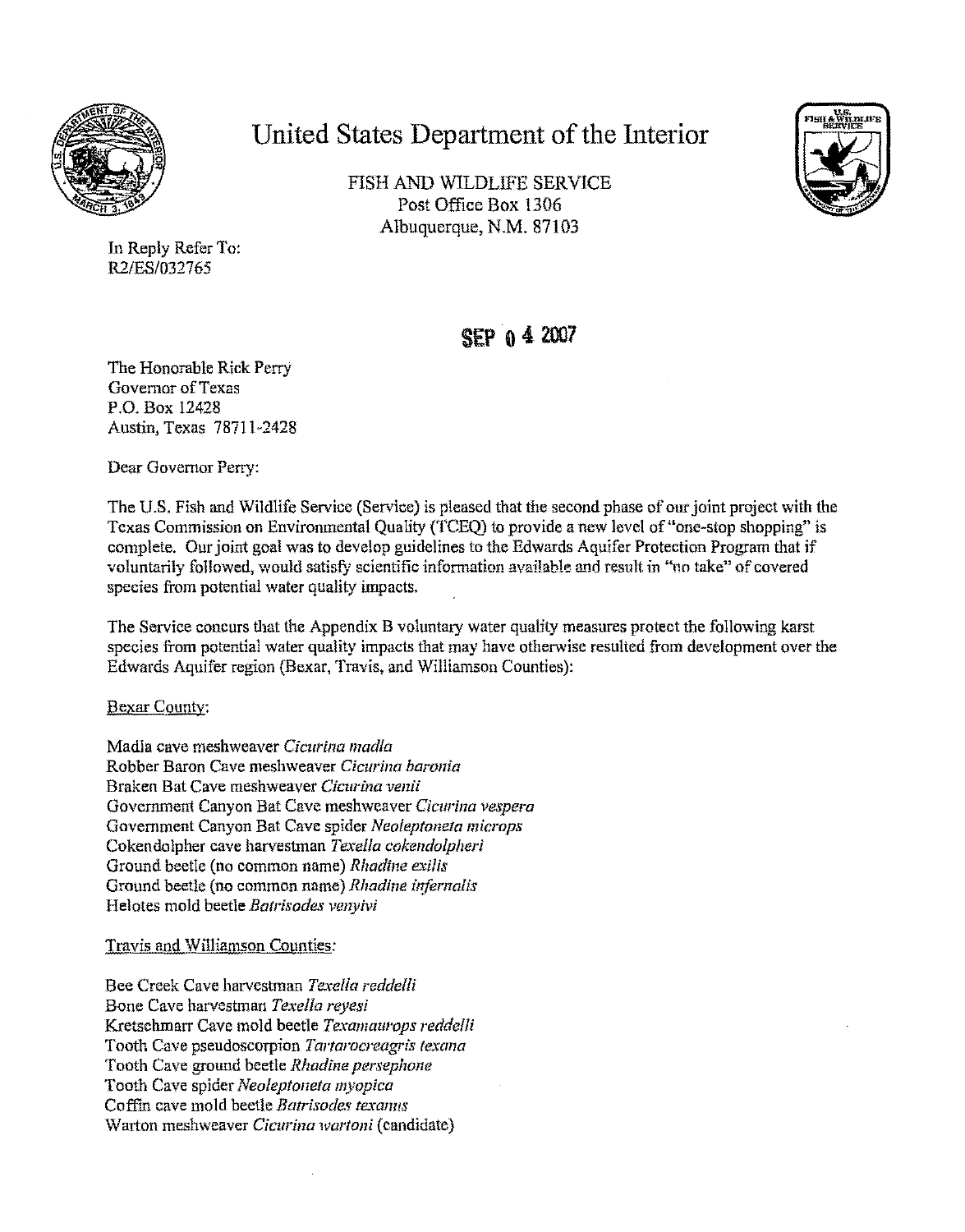# United States Department of the Interior

FISH AND WILDLIFE SERVICE
Post Office Box 1306
Albuquerque, N.M. 87103

In Reply Refer To:
R2/ES/032765

SEP 04 2007

The Honorable Rick Perry
Governor of Texas
P.O. Box 12428
Austin, Texas 78711-2428

Dear Governor Perry:

The U.S. Fish and Wildlife Service (Service) is pleased that the second phase of our joint project with the Texas Commission on Environmental Quality (TCEQ) to provide a new level of "one-stop shopping" is complete. Our joint goal was to develop guidelines to the Edwards Aquifer Protection Program that if voluntarily followed, would satisfy scientific information available and result in "no take" of covered species from potential water quality impacts.

The Service concurs that the Appendix B voluntary water quality measures protect the following karst species from potential water quality impacts that may have otherwise resulted from development over the Edwards Aquifer region (Bexar, Travis, and Williamson Counties):

Bexar County:

Madla cave meshweaver *Cicurina madla*
Robber Baron Cave meshweaver *Cicurina baronia*
Braken Bat Cave meshweaver *Cicurina venii*
Government Canyon Bat Cave meshweaver *Cicurina vespera*
Government Canyon Bat Cave spider *Neoleptoneta microps*
Cokendolpher cave harvestman *Texella cokendolpheri*
Ground beetle (no common name) *Rhadine exilis*
Ground beetle (no common name) *Rhadine infernalis*
Helotes mold beetle *Batrisodes venyivi*

Travis and Williamson Counties:

Bee Creek Cave harvestman *Texella reddelli*
Bone Cave harvestman *Texella reyesi*
Kretschmarr Cave mold beetle *Texamaurops reddelli*
Tooth Cave pseudoscorpion *Tartarocreagris texana*
Tooth Cave ground beetle *Rhadine persephone*
Tooth Cave spider *Neoleptoneta myopica*
Coffin cave mold beetle *Batrisodes texanus*
Warton meshweaver *Cicurina wartoni* (candidate)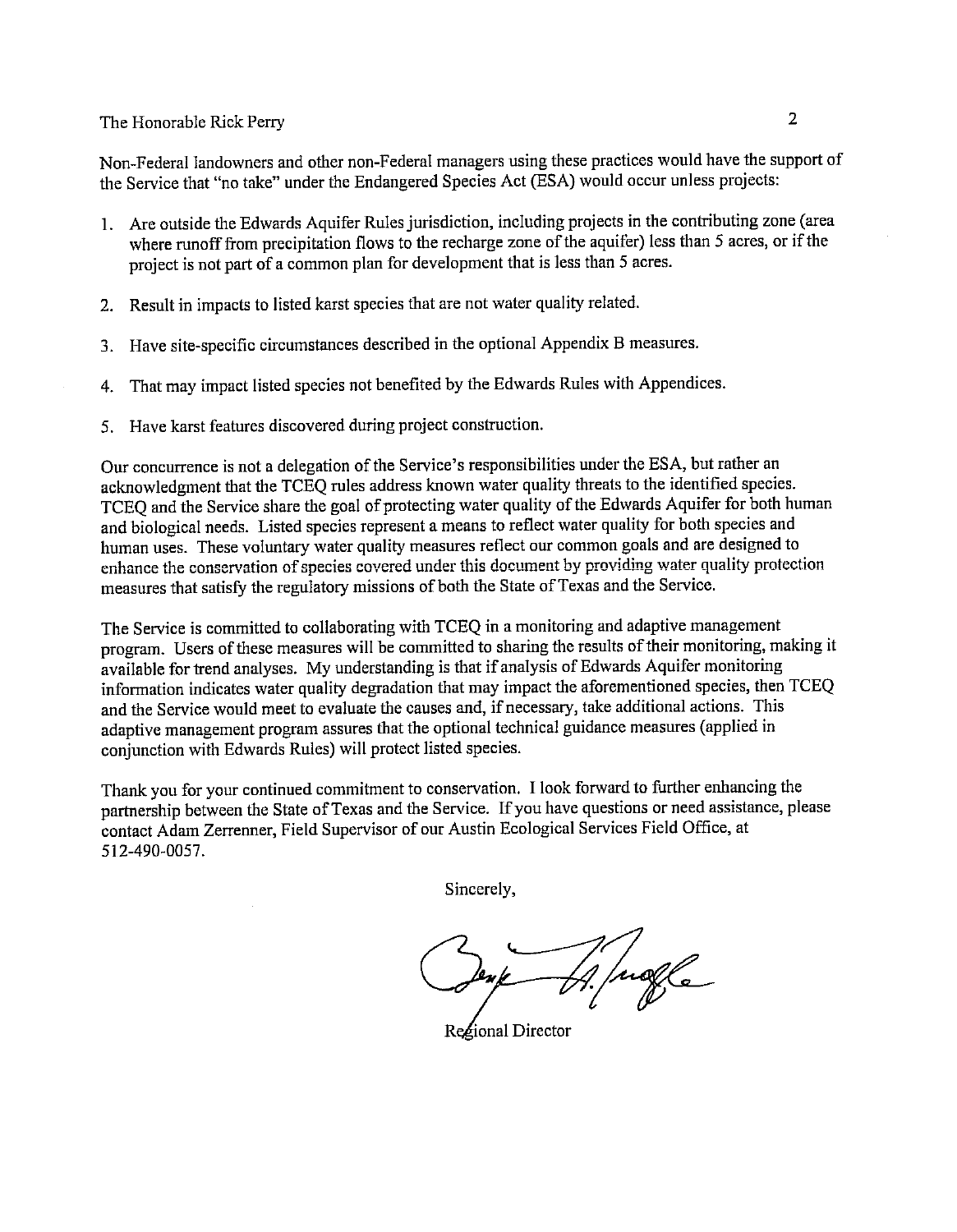Non-Federal landowners and other non-Federal managers using these practices would have the support of the Service that "no take" under the Endangered Species Act (ESA) would occur unless projects:

1. Are outside the Edwards Aquifer Rules jurisdiction, including projects in the contributing zone (area where runoff from precipitation flows to the recharge zone of the aquifer) less than 5 acres, or if the project is not part of a common plan for development that is less than 5 acres.

2. Result in impacts to listed karst species that are not water quality related.

3. Have site-specific circumstances described in the optional Appendix B measures.

4. That may impact listed species not benefited by the Edwards Rules with Appendices.

5. Have karst features discovered during project construction.

Our concurrence is not a delegation of the Service's responsibilities under the ESA, but rather an acknowledgment that the TCEQ rules address known water quality threats to the identified species. TCEQ and the Service share the goal of protecting water quality of the Edwards Aquifer for both human and biological needs. Listed species represent a means to reflect water quality for both species and human uses. These voluntary water quality measures reflect our common goals and are designed to enhance the conservation of species covered under this document by providing water quality protection measures that satisfy the regulatory missions of both the State of Texas and the Service.

The Service is committed to collaborating with TCEQ in a monitoring and adaptive management program. Users of these measures will be committed to sharing the results of their monitoring, making it available for trend analyses. My understanding is that if analysis of Edwards Aquifer monitoring information indicates water quality degradation that may impact the aforementioned species, then TCEQ and the Service would meet to evaluate the causes and, if necessary, take additional actions. This adaptive management program assures that the optional technical guidance measures (applied in conjunction with Edwards Rules) will protect listed species.

Thank you for your continued commitment to conservation. I look forward to further enhancing the partnership between the State of Texas and the Service. If you have questions or need assistance, please contact Adam Zerrenner, Field Supervisor of our Austin Ecological Services Field Office, at 512-490-0057.

Sincerely,

Regional Director